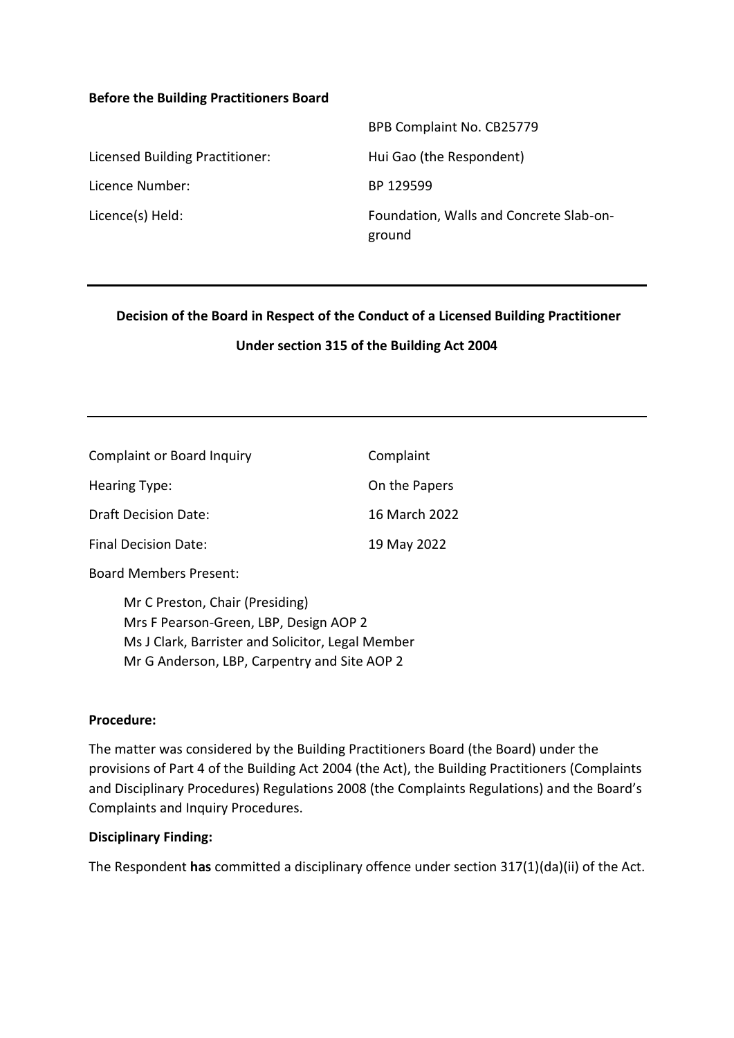**Before the Building Practitioners Board**

| | |
|---|---|
| | BPB Complaint No. CB25779 |
| Licensed Building Practitioner: | Hui Gao (the Respondent) |
| Licence Number: | BP 129599 |
| Licence(s) Held: | Foundation, Walls and Concrete Slab-on-ground |

---

**Decision of the Board in Respect of the Conduct of a Licensed Building Practitioner**

**Under section 315 of the Building Act 2004**

---

| | |
|---|---|
| Complaint or Board Inquiry | Complaint |
| Hearing Type: | On the Papers |
| Draft Decision Date: | 16 March 2022 |
| Final Decision Date: | 19 May 2022 |

Board Members Present:

Mr C Preston, Chair (Presiding)
Mrs F Pearson-Green, LBP, Design AOP 2
Ms J Clark, Barrister and Solicitor, Legal Member
Mr G Anderson, LBP, Carpentry and Site AOP 2

**Procedure:**

The matter was considered by the Building Practitioners Board (the Board) under the provisions of Part 4 of the Building Act 2004 (the Act), the Building Practitioners (Complaints and Disciplinary Procedures) Regulations 2008 (the Complaints Regulations) and the Board's Complaints and Inquiry Procedures.

**Disciplinary Finding:**

The Respondent **has** committed a disciplinary offence under section 317(1)(da)(ii) of the Act.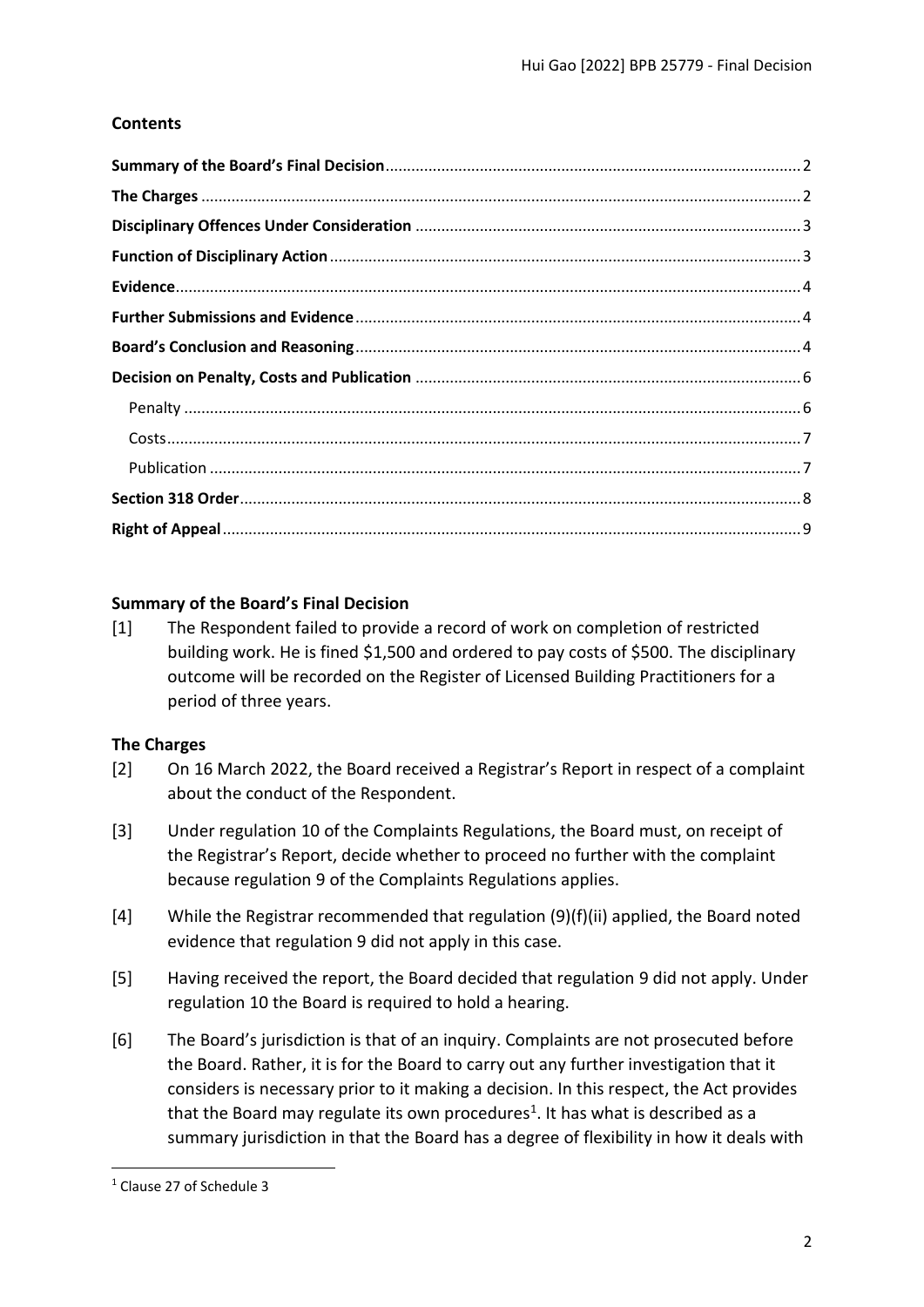## Contents

- **Summary of the Board's Final Decision** ..... 2
- **The Charges** ..... 2
- **Disciplinary Offences Under Consideration** ..... 3
- **Function of Disciplinary Action** ..... 3
- **Evidence** ..... 4
- **Further Submissions and Evidence** ..... 4
- **Board's Conclusion and Reasoning** ..... 4
- **Decision on Penalty, Costs and Publication** ..... 6
  - Penalty ..... 6
  - Costs ..... 7
  - Publication ..... 7
- **Section 318 Order** ..... 8
- **Right of Appeal** ..... 9

## Summary of the Board's Final Decision

[1] The Respondent failed to provide a record of work on completion of restricted building work. He is fined $1,500 and ordered to pay costs of $500. The disciplinary outcome will be recorded on the Register of Licensed Building Practitioners for a period of three years.

## The Charges

[2] On 16 March 2022, the Board received a Registrar's Report in respect of a complaint about the conduct of the Respondent.

[3] Under regulation 10 of the Complaints Regulations, the Board must, on receipt of the Registrar's Report, decide whether to proceed no further with the complaint because regulation 9 of the Complaints Regulations applies.

[4] While the Registrar recommended that regulation (9)(f)(ii) applied, the Board noted evidence that regulation 9 did not apply in this case.

[5] Having received the report, the Board decided that regulation 9 did not apply. Under regulation 10 the Board is required to hold a hearing.

[6] The Board's jurisdiction is that of an inquiry. Complaints are not prosecuted before the Board. Rather, it is for the Board to carry out any further investigation that it considers is necessary prior to it making a decision. In this respect, the Act provides that the Board may regulate its own procedures[1]. It has what is described as a summary jurisdiction in that the Board has a degree of flexibility in how it deals with

[1] Clause 27 of Schedule 3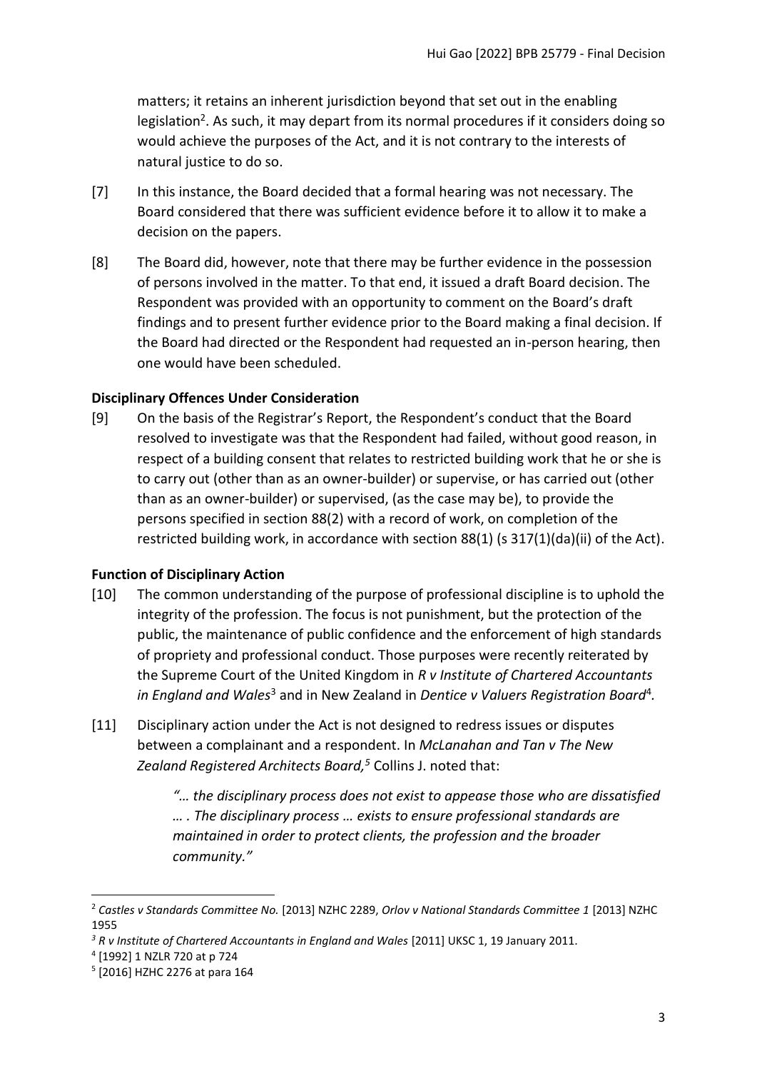matters; it retains an inherent jurisdiction beyond that set out in the enabling legislation[2]. As such, it may depart from its normal procedures if it considers doing so would achieve the purposes of the Act, and it is not contrary to the interests of natural justice to do so.

[7] In this instance, the Board decided that a formal hearing was not necessary. The Board considered that there was sufficient evidence before it to allow it to make a decision on the papers.

[8] The Board did, however, note that there may be further evidence in the possession of persons involved in the matter. To that end, it issued a draft Board decision. The Respondent was provided with an opportunity to comment on the Board's draft findings and to present further evidence prior to the Board making a final decision. If the Board had directed or the Respondent had requested an in-person hearing, then one would have been scheduled.

## Disciplinary Offences Under Consideration

[9] On the basis of the Registrar's Report, the Respondent's conduct that the Board resolved to investigate was that the Respondent had failed, without good reason, in respect of a building consent that relates to restricted building work that he or she is to carry out (other than as an owner-builder) or supervise, or has carried out (other than as an owner-builder) or supervised, (as the case may be), to provide the persons specified in section 88(2) with a record of work, on completion of the restricted building work, in accordance with section 88(1) (s 317(1)(da)(ii) of the Act).

## Function of Disciplinary Action

[10] The common understanding of the purpose of professional discipline is to uphold the integrity of the profession. The focus is not punishment, but the protection of the public, the maintenance of public confidence and the enforcement of high standards of propriety and professional conduct. Those purposes were recently reiterated by the Supreme Court of the United Kingdom in *R v Institute of Chartered Accountants in England and Wales*[3] and in New Zealand in *Dentice v Valuers Registration Board*[4].

[11] Disciplinary action under the Act is not designed to redress issues or disputes between a complainant and a respondent. In *McLanahan and Tan v The New Zealand Registered Architects Board,*[5] Collins J. noted that:

> *"… the disciplinary process does not exist to appease those who are dissatisfied … . The disciplinary process … exists to ensure professional standards are maintained in order to protect clients, the profession and the broader community."*

---

[2] *Castles v Standards Committee No.* [2013] NZHC 2289, *Orlov v National Standards Committee 1* [2013] NZHC 1955

[3] *R v Institute of Chartered Accountants in England and Wales* [2011] UKSC 1, 19 January 2011.

[4] [1992] 1 NZLR 720 at p 724

[5] [2016] HZHC 2276 at para 164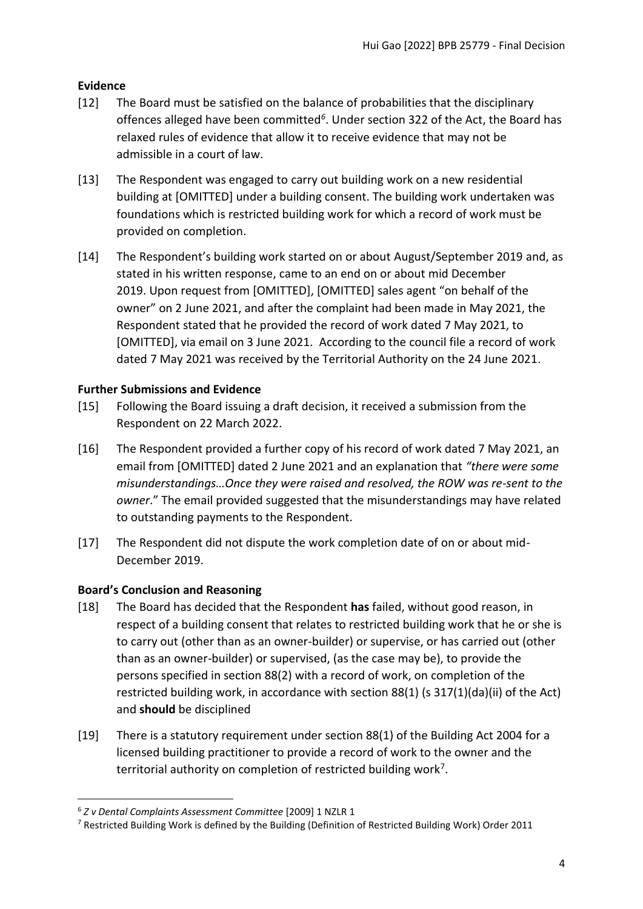## Evidence

[12] The Board must be satisfied on the balance of probabilities that the disciplinary offences alleged have been committed[6]. Under section 322 of the Act, the Board has relaxed rules of evidence that allow it to receive evidence that may not be admissible in a court of law.

[13] The Respondent was engaged to carry out building work on a new residential building at [OMITTED] under a building consent. The building work undertaken was foundations which is restricted building work for which a record of work must be provided on completion.

[14] The Respondent's building work started on or about August/September 2019 and, as stated in his written response, came to an end on or about mid December 2019. Upon request from [OMITTED], [OMITTED] sales agent "on behalf of the owner" on 2 June 2021, and after the complaint had been made in May 2021, the Respondent stated that he provided the record of work dated 7 May 2021, to [OMITTED], via email on 3 June 2021. According to the council file a record of work dated 7 May 2021 was received by the Territorial Authority on the 24 June 2021.

## Further Submissions and Evidence

[15] Following the Board issuing a draft decision, it received a submission from the Respondent on 22 March 2022.

[16] The Respondent provided a further copy of his record of work dated 7 May 2021, an email from [OMITTED] dated 2 June 2021 and an explanation that *"there were some misunderstandings…Once they were raised and resolved, the ROW was re-sent to the owner*." The email provided suggested that the misunderstandings may have related to outstanding payments to the Respondent.

[17] The Respondent did not dispute the work completion date of on or about mid-December 2019.

## Board's Conclusion and Reasoning

[18] The Board has decided that the Respondent **has** failed, without good reason, in respect of a building consent that relates to restricted building work that he or she is to carry out (other than as an owner-builder) or supervise, or has carried out (other than as an owner-builder) or supervised, (as the case may be), to provide the persons specified in section 88(2) with a record of work, on completion of the restricted building work, in accordance with section 88(1) (s 317(1)(da)(ii) of the Act) and **should** be disciplined

[19] There is a statutory requirement under section 88(1) of the Building Act 2004 for a licensed building practitioner to provide a record of work to the owner and the territorial authority on completion of restricted building work[7].

---

[6] *Z v Dental Complaints Assessment Committee* [2009] 1 NZLR 1

[7] Restricted Building Work is defined by the Building (Definition of Restricted Building Work) Order 2011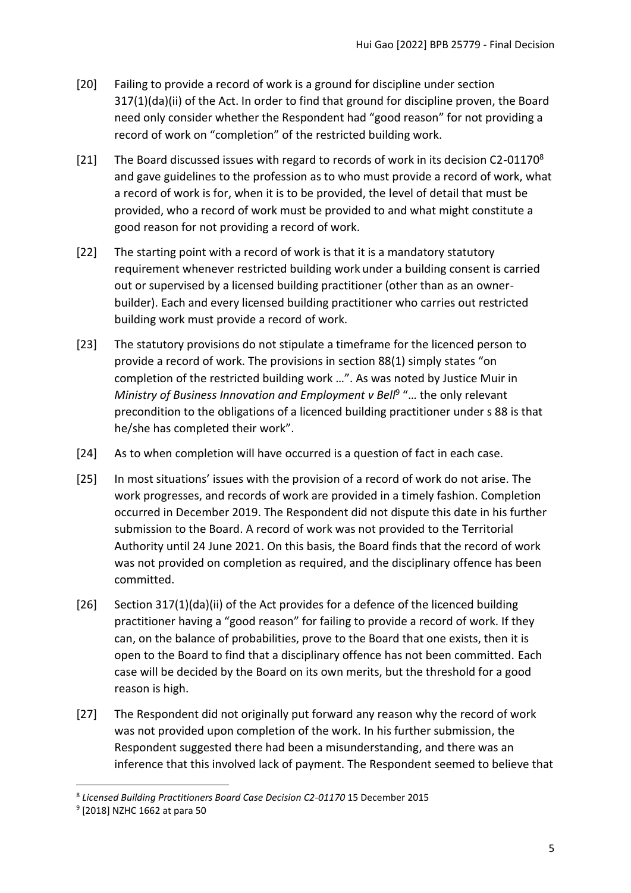[20] Failing to provide a record of work is a ground for discipline under section 317(1)(da)(ii) of the Act. In order to find that ground for discipline proven, the Board need only consider whether the Respondent had "good reason" for not providing a record of work on "completion" of the restricted building work.

[21] The Board discussed issues with regard to records of work in its decision C2-01170[8] and gave guidelines to the profession as to who must provide a record of work, what a record of work is for, when it is to be provided, the level of detail that must be provided, who a record of work must be provided to and what might constitute a good reason for not providing a record of work.

[22] The starting point with a record of work is that it is a mandatory statutory requirement whenever restricted building work under a building consent is carried out or supervised by a licensed building practitioner (other than as an owner-builder). Each and every licensed building practitioner who carries out restricted building work must provide a record of work.

[23] The statutory provisions do not stipulate a timeframe for the licenced person to provide a record of work. The provisions in section 88(1) simply states "on completion of the restricted building work …". As was noted by Justice Muir in *Ministry of Business Innovation and Employment v Bell*[9] "… the only relevant precondition to the obligations of a licenced building practitioner under s 88 is that he/she has completed their work".

[24] As to when completion will have occurred is a question of fact in each case.

[25] In most situations' issues with the provision of a record of work do not arise. The work progresses, and records of work are provided in a timely fashion. Completion occurred in December 2019. The Respondent did not dispute this date in his further submission to the Board. A record of work was not provided to the Territorial Authority until 24 June 2021. On this basis, the Board finds that the record of work was not provided on completion as required, and the disciplinary offence has been committed.

[26] Section 317(1)(da)(ii) of the Act provides for a defence of the licenced building practitioner having a "good reason" for failing to provide a record of work. If they can, on the balance of probabilities, prove to the Board that one exists, then it is open to the Board to find that a disciplinary offence has not been committed. Each case will be decided by the Board on its own merits, but the threshold for a good reason is high.

[27] The Respondent did not originally put forward any reason why the record of work was not provided upon completion of the work. In his further submission, the Respondent suggested there had been a misunderstanding, and there was an inference that this involved lack of payment. The Respondent seemed to believe that

---

[8] *Licensed Building Practitioners Board Case Decision C2-01170* 15 December 2015

[9] [2018] NZHC 1662 at para 50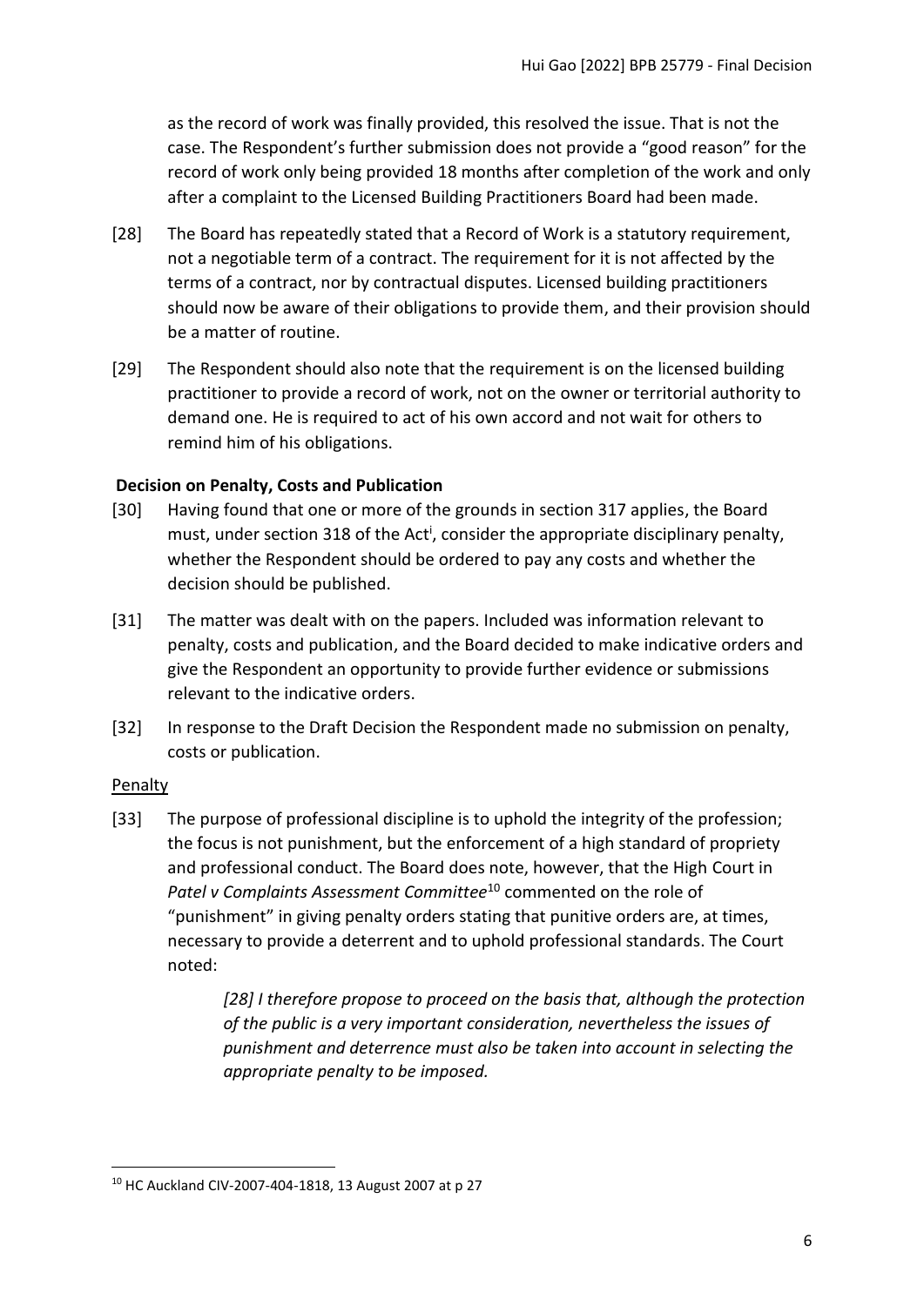as the record of work was finally provided, this resolved the issue. That is not the case. The Respondent's further submission does not provide a "good reason" for the record of work only being provided 18 months after completion of the work and only after a complaint to the Licensed Building Practitioners Board had been made.

[28] The Board has repeatedly stated that a Record of Work is a statutory requirement, not a negotiable term of a contract. The requirement for it is not affected by the terms of a contract, nor by contractual disputes. Licensed building practitioners should now be aware of their obligations to provide them, and their provision should be a matter of routine.

[29] The Respondent should also note that the requirement is on the licensed building practitioner to provide a record of work, not on the owner or territorial authority to demand one. He is required to act of his own accord and not wait for others to remind him of his obligations.

## Decision on Penalty, Costs and Publication

[30] Having found that one or more of the grounds in section 317 applies, the Board must, under section 318 of the Act[i], consider the appropriate disciplinary penalty, whether the Respondent should be ordered to pay any costs and whether the decision should be published.

[31] The matter was dealt with on the papers. Included was information relevant to penalty, costs and publication, and the Board decided to make indicative orders and give the Respondent an opportunity to provide further evidence or submissions relevant to the indicative orders.

[32] In response to the Draft Decision the Respondent made no submission on penalty, costs or publication.

### Penalty

[33] The purpose of professional discipline is to uphold the integrity of the profession; the focus is not punishment, but the enforcement of a high standard of propriety and professional conduct. The Board does note, however, that the High Court in *Patel v Complaints Assessment Committee*[10] commented on the role of "punishment" in giving penalty orders stating that punitive orders are, at times, necessary to provide a deterrent and to uphold professional standards. The Court noted:

> *[28] I therefore propose to proceed on the basis that, although the protection of the public is a very important consideration, nevertheless the issues of punishment and deterrence must also be taken into account in selecting the appropriate penalty to be imposed.*

---

[10] HC Auckland CIV-2007-404-1818, 13 August 2007 at p 27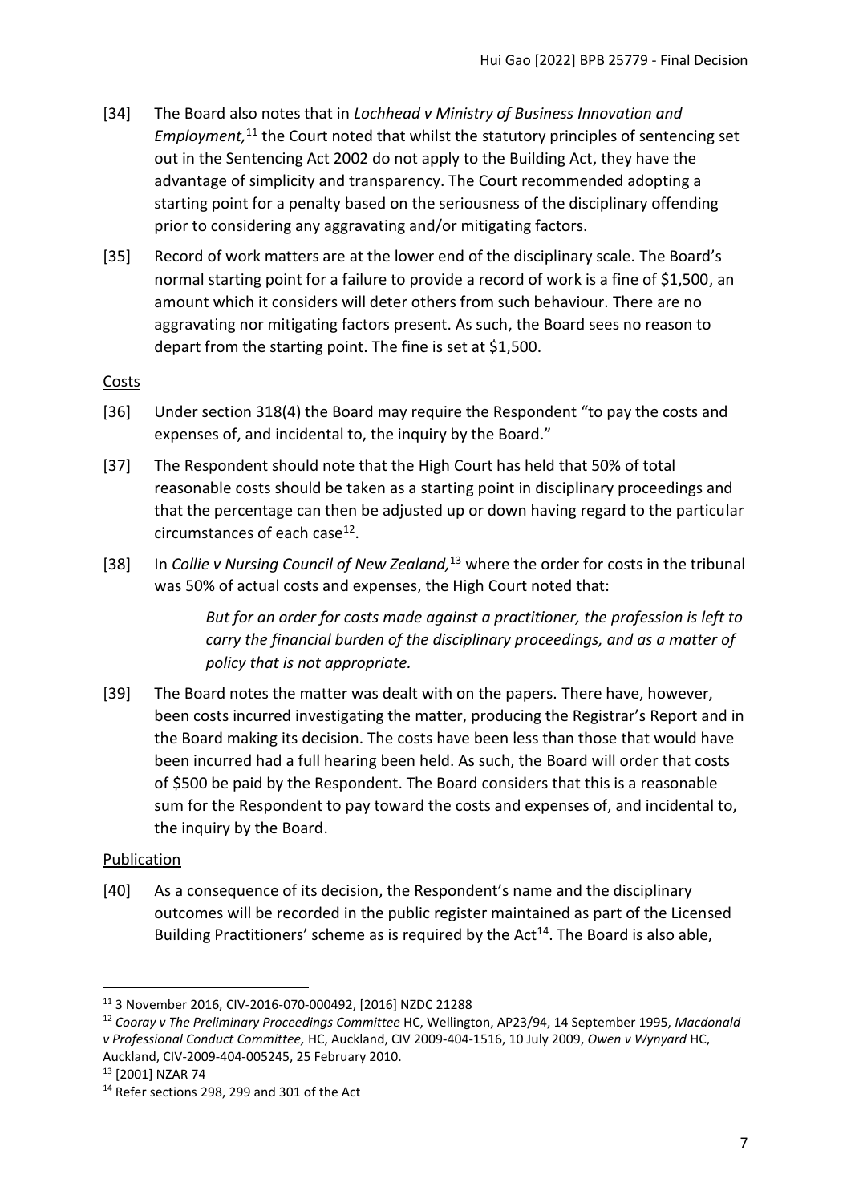[34] The Board also notes that in *Lochhead v Ministry of Business Innovation and Employment,*[11] the Court noted that whilst the statutory principles of sentencing set out in the Sentencing Act 2002 do not apply to the Building Act, they have the advantage of simplicity and transparency. The Court recommended adopting a starting point for a penalty based on the seriousness of the disciplinary offending prior to considering any aggravating and/or mitigating factors.

[35] Record of work matters are at the lower end of the disciplinary scale. The Board's normal starting point for a failure to provide a record of work is a fine of $1,500, an amount which it considers will deter others from such behaviour. There are no aggravating nor mitigating factors present. As such, the Board sees no reason to depart from the starting point. The fine is set at $1,500.

Costs

[36] Under section 318(4) the Board may require the Respondent "to pay the costs and expenses of, and incidental to, the inquiry by the Board."

[37] The Respondent should note that the High Court has held that 50% of total reasonable costs should be taken as a starting point in disciplinary proceedings and that the percentage can then be adjusted up or down having regard to the particular circumstances of each case[12].

[38] In *Collie v Nursing Council of New Zealand,*[13] where the order for costs in the tribunal was 50% of actual costs and expenses, the High Court noted that:

> *But for an order for costs made against a practitioner, the profession is left to carry the financial burden of the disciplinary proceedings, and as a matter of policy that is not appropriate.*

[39] The Board notes the matter was dealt with on the papers. There have, however, been costs incurred investigating the matter, producing the Registrar's Report and in the Board making its decision. The costs have been less than those that would have been incurred had a full hearing been held. As such, the Board will order that costs of $500 be paid by the Respondent. The Board considers that this is a reasonable sum for the Respondent to pay toward the costs and expenses of, and incidental to, the inquiry by the Board.

Publication

[40] As a consequence of its decision, the Respondent's name and the disciplinary outcomes will be recorded in the public register maintained as part of the Licensed Building Practitioners' scheme as is required by the Act[14]. The Board is also able,

---

[11] 3 November 2016, CIV-2016-070-000492, [2016] NZDC 21288

[12] *Cooray v The Preliminary Proceedings Committee* HC, Wellington, AP23/94, 14 September 1995, *Macdonald v Professional Conduct Committee,* HC, Auckland, CIV 2009-404-1516, 10 July 2009, *Owen v Wynyard* HC, Auckland, CIV-2009-404-005245, 25 February 2010.

[13] [2001] NZAR 74

[14] Refer sections 298, 299 and 301 of the Act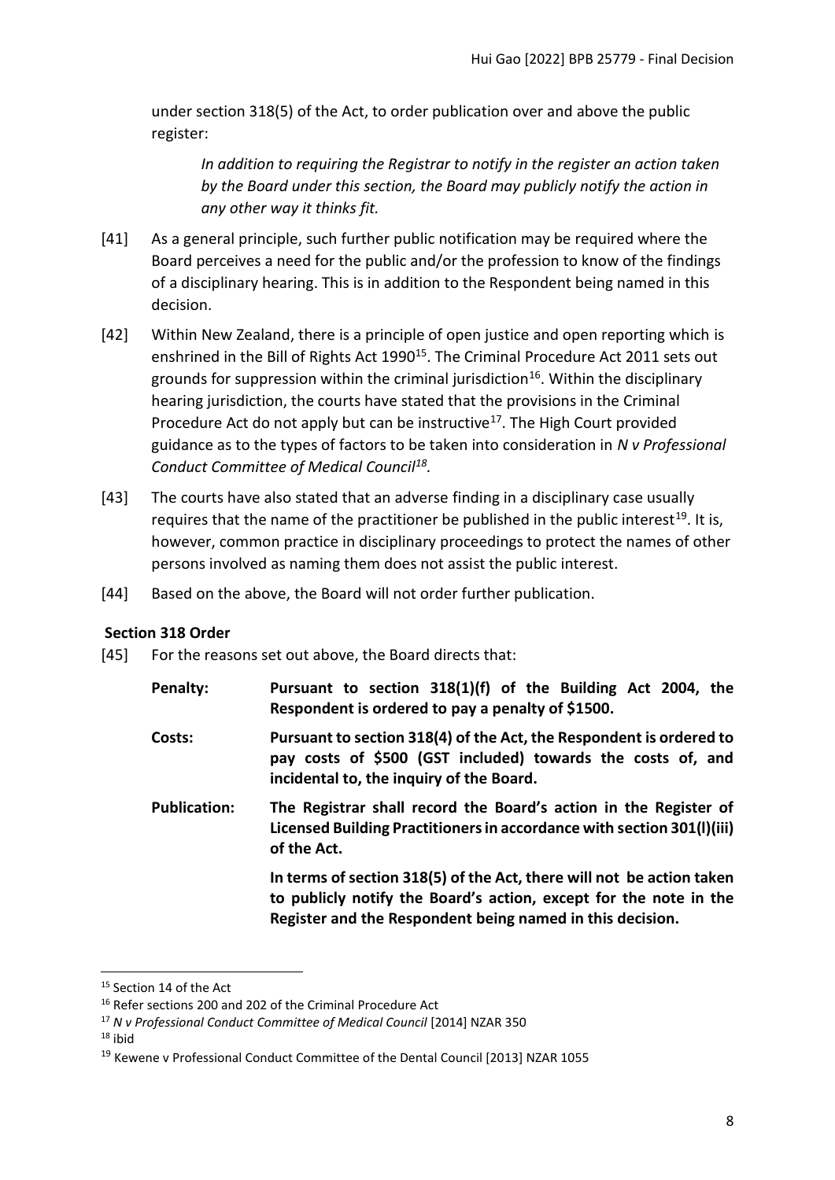under section 318(5) of the Act, to order publication over and above the public register:

> *In addition to requiring the Registrar to notify in the register an action taken by the Board under this section, the Board may publicly notify the action in any other way it thinks fit.*

[41] As a general principle, such further public notification may be required where the Board perceives a need for the public and/or the profession to know of the findings of a disciplinary hearing. This is in addition to the Respondent being named in this decision.

[42] Within New Zealand, there is a principle of open justice and open reporting which is enshrined in the Bill of Rights Act 1990[15]. The Criminal Procedure Act 2011 sets out grounds for suppression within the criminal jurisdiction[16]. Within the disciplinary hearing jurisdiction, the courts have stated that the provisions in the Criminal Procedure Act do not apply but can be instructive[17]. The High Court provided guidance as to the types of factors to be taken into consideration in *N v Professional Conduct Committee of Medical Council*[18].

[43] The courts have also stated that an adverse finding in a disciplinary case usually requires that the name of the practitioner be published in the public interest[19]. It is, however, common practice in disciplinary proceedings to protect the names of other persons involved as naming them does not assist the public interest.

[44] Based on the above, the Board will not order further publication.

**Section 318 Order**

[45] For the reasons set out above, the Board directs that:

**Penalty:** **Pursuant to section 318(1)(f) of the Building Act 2004, the Respondent is ordered to pay a penalty of $1500.**

**Costs:** **Pursuant to section 318(4) of the Act, the Respondent is ordered to pay costs of $500 (GST included) towards the costs of, and incidental to, the inquiry of the Board.**

**Publication:** **The Registrar shall record the Board's action in the Register of Licensed Building Practitioners in accordance with section 301(l)(iii) of the Act.**

**In terms of section 318(5) of the Act, there will not be action taken to publicly notify the Board's action, except for the note in the Register and the Respondent being named in this decision.**

---

[15] Section 14 of the Act

[16] Refer sections 200 and 202 of the Criminal Procedure Act

[17] *N v Professional Conduct Committee of Medical Council* [2014] NZAR 350

[18] ibid

[19] Kewene v Professional Conduct Committee of the Dental Council [2013] NZAR 1055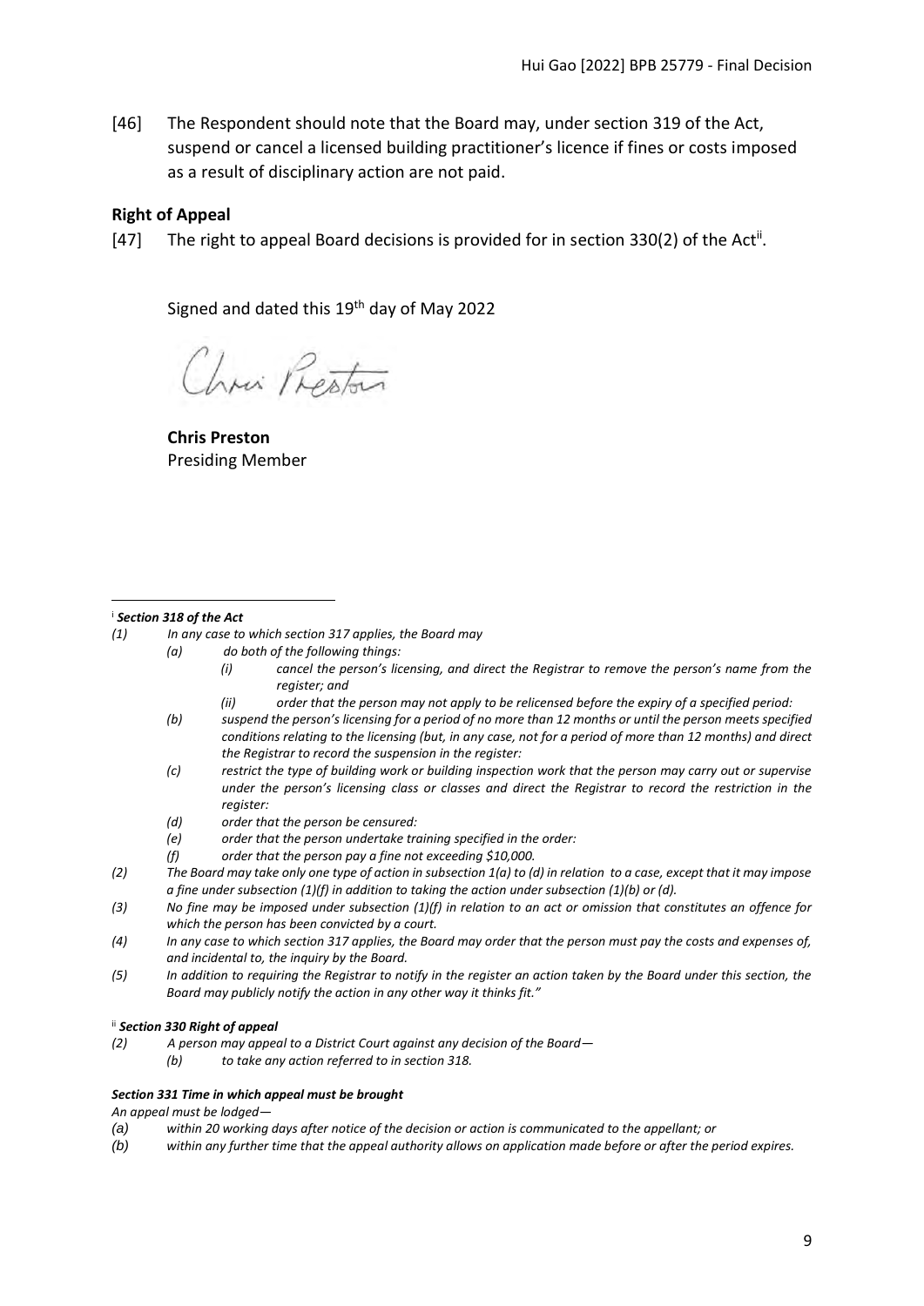[46] The Respondent should note that the Board may, under section 319 of the Act, suspend or cancel a licensed building practitioner's licence if fines or costs imposed as a result of disciplinary action are not paid.

## Right of Appeal

[47] The right to appeal Board decisions is provided for in section 330(2) of the Act[ii].

Signed and dated this 19th day of May 2022

**Chris Preston**
Presiding Member

---

[i] ***Section 318 of the Act***

*(1) In any case to which section 317 applies, the Board may*

*(a) do both of the following things:*

*(i) cancel the person's licensing, and direct the Registrar to remove the person's name from the register; and*

*(ii) order that the person may not apply to be relicensed before the expiry of a specified period:*

*(b) suspend the person's licensing for a period of no more than 12 months or until the person meets specified conditions relating to the licensing (but, in any case, not for a period of more than 12 months) and direct the Registrar to record the suspension in the register:*

*(c) restrict the type of building work or building inspection work that the person may carry out or supervise under the person's licensing class or classes and direct the Registrar to record the restriction in the register:*

*(d) order that the person be censured:*

*(e) order that the person undertake training specified in the order:*

*(f) order that the person pay a fine not exceeding $10,000.*

*(2) The Board may take only one type of action in subsection 1(a) to (d) in relation to a case, except that it may impose a fine under subsection (1)(f) in addition to taking the action under subsection (1)(b) or (d).*

*(3) No fine may be imposed under subsection (1)(f) in relation to an act or omission that constitutes an offence for which the person has been convicted by a court.*

*(4) In any case to which section 317 applies, the Board may order that the person must pay the costs and expenses of, and incidental to, the inquiry by the Board.*

*(5) In addition to requiring the Registrar to notify in the register an action taken by the Board under this section, the Board may publicly notify the action in any other way it thinks fit."*

[ii] ***Section 330 Right of appeal***

*(2) A person may appeal to a District Court against any decision of the Board—*

*(b) to take any action referred to in section 318.*

***Section 331 Time in which appeal must be brought***

*An appeal must be lodged—*

*(a) within 20 working days after notice of the decision or action is communicated to the appellant; or*

*(b) within any further time that the appeal authority allows on application made before or after the period expires.*